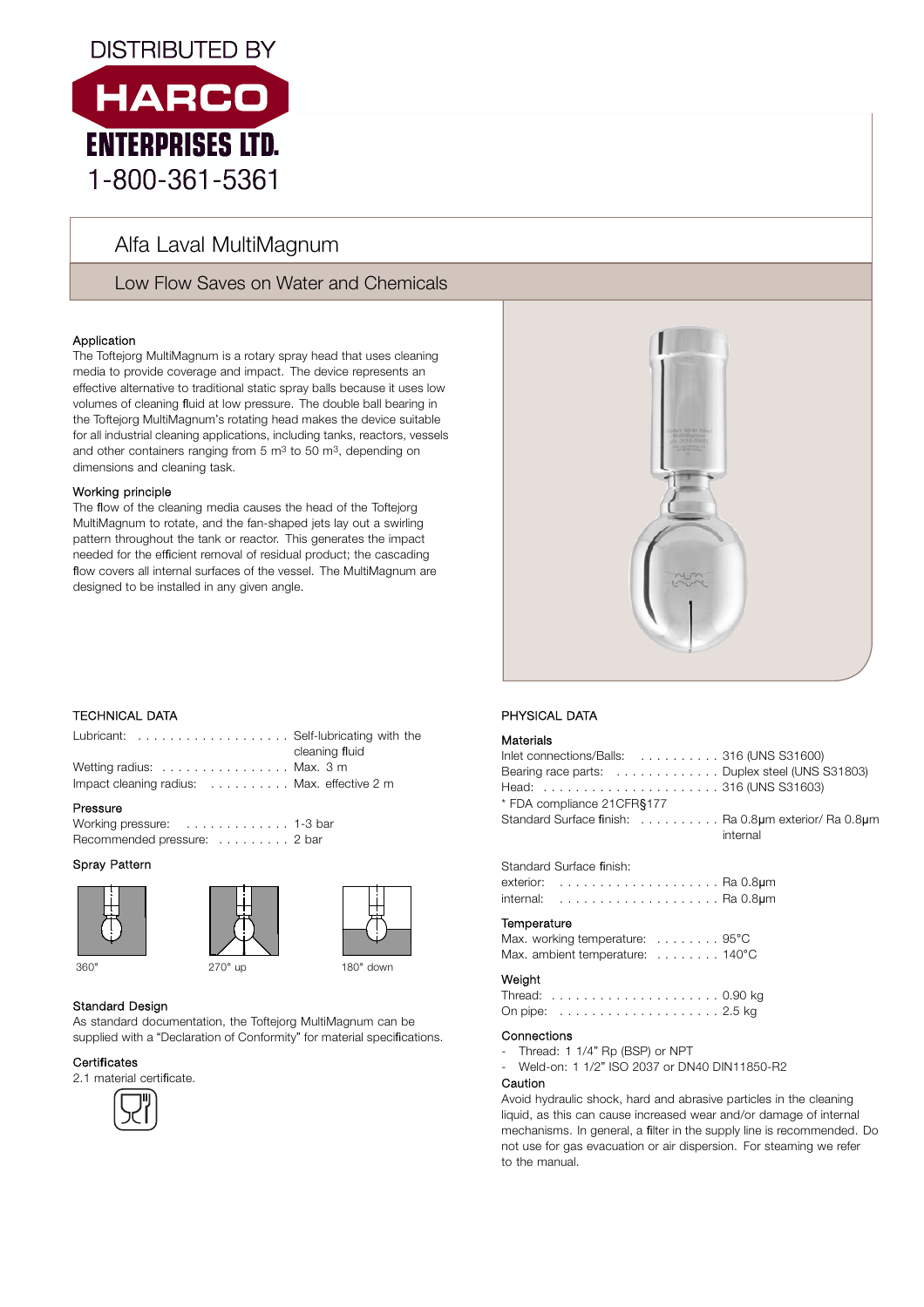DISTRIBUTED BY

HARCO ENTERPRISES LTD.

1-800-361-5361

# Alfa Laval MultiMagnum

## Low Flow Saves on Water and Chemicals

### Application

The Toftejorg MultiMagnum is a rotary spray head that uses cleaning media to provide coverage and impact. The device represents an effective alternative to traditional static spray balls because it uses low volumes of cleaning fluid at low pressure. The double ball bearing in the Toftejorg MultiMagnum's rotating head makes the device suitable for all industrial cleaning applications, including tanks, reactors, vessels and other containers ranging from 5 $m^3$ to 50 $m^3$, depending on dimensions and cleaning task.

### Working principle

The flow of the cleaning media causes the head of the Toftejorg MultiMagnum to rotate, and the fan-shaped jets lay out a swirling pattern throughout the tank or reactor. This generates the impact needed for the efficient removal of residual product; the cascading flow covers all internal surfaces of the vessel. The MultiMagnum are designed to be installed in any given angle.

## TECHNICAL DATA

| | |
|---|---|
| Lubricant: | Self-lubricating with the cleaning fluid |
| Wetting radius: | Max. 3 m |
| Impact cleaning radius: | Max. effective 2 m |

### Pressure

| | |
|---|---|
| Working pressure: | 1-3 bar |
| Recommended pressure: | 2 bar |

### Spray Pattern

360° &nbsp;&nbsp;&nbsp; 270° up &nbsp;&nbsp;&nbsp; 180° down

### Standard Design

As standard documentation, the Toftejorg MultiMagnum can be supplied with a "Declaration of Conformity" for material specifications.

### Certificates

2.1 material certificate.

## PHYSICAL DATA

### Materials

| | |
|---|---|
| Inlet connections/Balls: | 316 (UNS S31600) |
| Bearing race parts: | Duplex steel (UNS S31803) |
| Head: | 316 (UNS S31603) |

\* FDA compliance 21CFR§177

| | |
|---|---|
| Standard Surface finish: | Ra 0.8µm exterior/ Ra 0.8µm internal |

Standard Surface finish:

| | |
|---|---|
| exterior: | Ra 0.8µm |
| internal: | Ra 0.8µm |

### Temperature

| | |
|---|---|
| Max. working temperature: | 95°C |
| Max. ambient temperature: | 140°C |

### Weight

| | |
|---|---|
| Thread: | 0.90 kg |
| On pipe: | 2.5 kg |

### Connections

- Thread: 1 1/4" Rp (BSP) or NPT
- Weld-on: 1 1/2" ISO 2037 or DN40 DIN11850-R2

### Caution

Avoid hydraulic shock, hard and abrasive particles in the cleaning liquid, as this can cause increased wear and/or damage of internal mechanisms. In general, a filter in the supply line is recommended. Do not use for gas evacuation or air dispersion. For steaming we refer to the manual.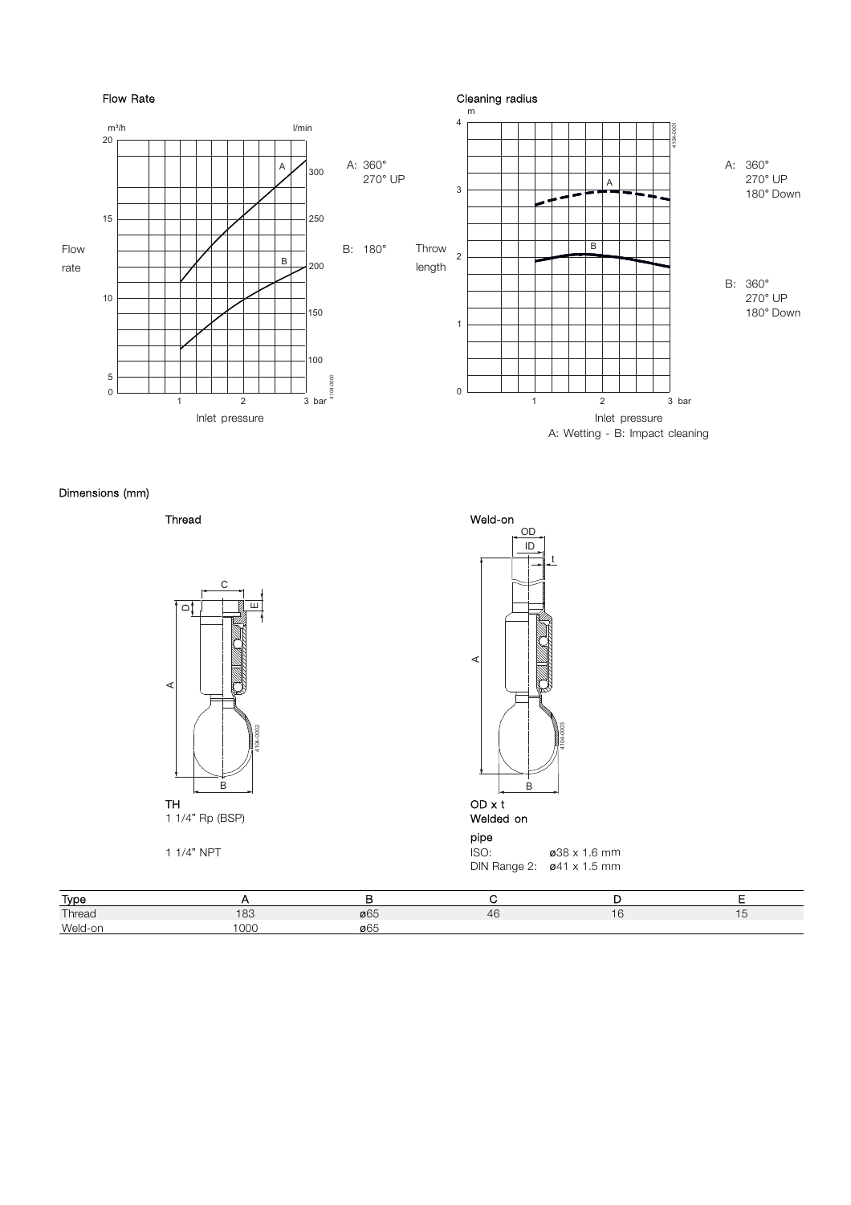### Flow Rate

A: 360° 270° UP

B: 180°

Flow rate (m³/h, l/min) vs. Inlet pressure (bar)

### Cleaning radius

A: 360° 270° UP 180° Down

B: 360° 270° UP 180° Down

Throw length (m) vs. Inlet pressure (bar)

A: Wetting - B: Impact cleaning

## Dimensions (mm)

**Thread**

**TH**
1 1/4" Rp (BSP)

1 1/4" NPT

**Weld-on**

**OD x t**
**Welded on**

**pipe**
ISO: ø38 x 1.6 mm
DIN Range 2: ø41 x 1.5 mm

| Type | A | B | C | D | E |
|---|---|---|---|---|---|
| Thread | 183 | ø65 | 46 | 16 | 15 |
| Weld-on | 1000 | ø65 | | | |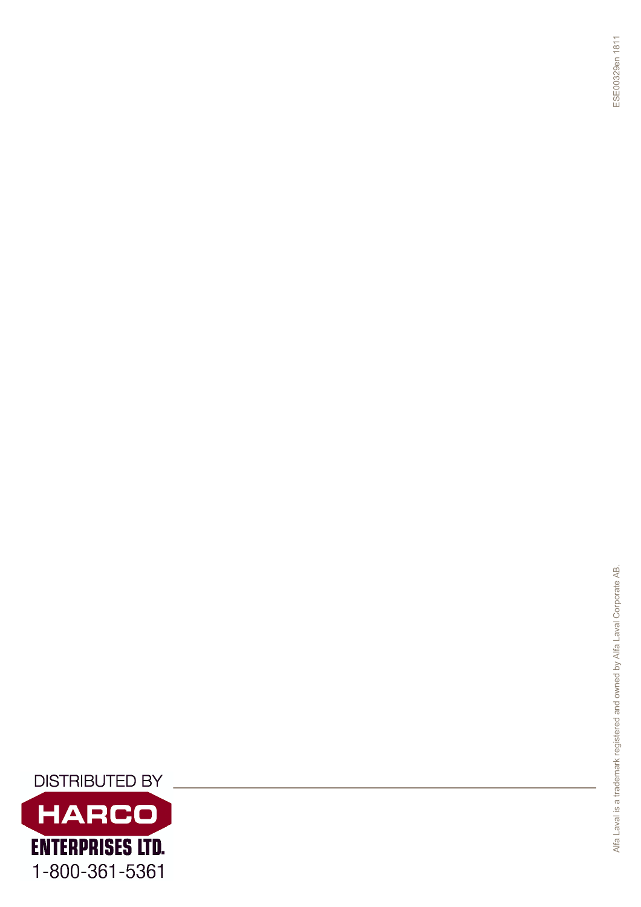ESE00329en 1811

Alfa Laval is a trademark registered and owned by Alfa Laval Corporate AB.

DISTRIBUTED BY

HARCO

ENTERPRISES LTD.

1-800-361-5361